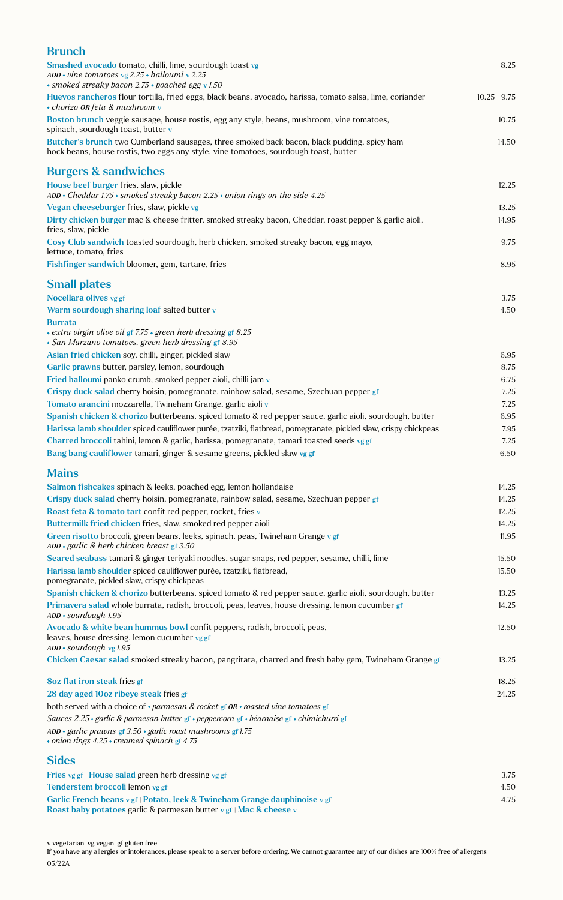## Brunch

**Smashed avocado** tomato, chilli, lime, sourdough toast vg — 8.25
*ADD • vine tomatoes vg 2.25 • halloumi v 2.25*
*• smoked streaky bacon 2.75 • poached egg v 1.50*

**Huevos rancheros** flour tortilla, fried eggs, black beans, avocado, harissa, tomato salsa, lime, coriander — 10.25 | 9.75
*• chorizo OR feta & mushroom v*

**Boston brunch** veggie sausage, house rostis, egg any style, beans, mushroom, vine tomatoes, spinach, sourdough toast, butter v — 10.75

**Butcher's brunch** two Cumberland sausages, three smoked back bacon, black pudding, spicy ham hock beans, house rostis, two eggs any style, vine tomatoes, sourdough toast, butter — 14.50

## Burgers & sandwiches

**House beef burger** fries, slaw, pickle — 12.25
*ADD • Cheddar 1.75 • smoked streaky bacon 2.25 • onion rings on the side 4.25*

**Vegan cheeseburger** fries, slaw, pickle vg — 13.25

**Dirty chicken burger** mac & cheese fritter, smoked streaky bacon, Cheddar, roast pepper & garlic aioli, fries, slaw, pickle — 14.95

**Cosy Club sandwich** toasted sourdough, herb chicken, smoked streaky bacon, egg mayo, lettuce, tomato, fries — 9.75

**Fishfinger sandwich** bloomer, gem, tartare, fries — 8.95

## Small plates

**Nocellara olives** vg gf — 3.75

**Warm sourdough sharing loaf** salted butter v — 4.50

**Burrata**
*• extra virgin olive oil gf 7.75 • green herb dressing gf 8.25*
*• San Marzano tomatoes, green herb dressing gf 8.95*

**Asian fried chicken** soy, chilli, ginger, pickled slaw — 6.95

**Garlic prawns** butter, parsley, lemon, sourdough — 8.75

**Fried halloumi** panko crumb, smoked pepper aioli, chilli jam v — 6.75

**Crispy duck salad** cherry hoisin, pomegranate, rainbow salad, sesame, Szechuan pepper gf — 7.25

**Tomato arancini** mozzarella, Twineham Grange, garlic aioli v — 7.25

**Spanish chicken & chorizo** butterbeans, spiced tomato & red pepper sauce, garlic aioli, sourdough, butter — 6.95

**Harissa lamb shoulder** spiced cauliflower purée, tzatziki, flatbread, pomegranate, pickled slaw, crispy chickpeas — 7.95

**Charred broccoli** tahini, lemon & garlic, harissa, pomegranate, tamari toasted seeds vg gf — 7.25

**Bang bang cauliflower** tamari, ginger & sesame greens, pickled slaw vg gf — 6.50

## Mains

**Salmon fishcakes** spinach & leeks, poached egg, lemon hollandaise — 14.25

**Crispy duck salad** cherry hoisin, pomegranate, rainbow salad, sesame, Szechuan pepper gf — 14.25

**Roast feta & tomato tart** confit red pepper, rocket, fries v — 12.25

**Buttermilk fried chicken** fries, slaw, smoked red pepper aioli — 14.25

**Green risotto** broccoli, green beans, leeks, spinach, peas, Twineham Grange v gf — 11.95
*ADD • garlic & herb chicken breast gf 3.50*

**Seared seabass** tamari & ginger teriyaki noodles, sugar snaps, red pepper, sesame, chilli, lime — 15.50

**Harissa lamb shoulder** spiced cauliflower purée, tzatziki, flatbread, pomegranate, pickled slaw, crispy chickpeas — 15.50

**Spanish chicken & chorizo** butterbeans, spiced tomato & red pepper sauce, garlic aioli, sourdough, butter — 13.25

**Primavera salad** whole burrata, radish, broccoli, peas, leaves, house dressing, lemon cucumber gf — 14.25
*ADD • sourdough 1.95*

**Avocado & white bean hummus bowl** confit peppers, radish, broccoli, peas, leaves, house dressing, lemon cucumber vg gf — 12.50
*ADD • sourdough vg 1.95*

**Chicken Caesar salad** smoked streaky bacon, pangritata, charred and fresh baby gem, Twineham Grange gf — 13.25

---

**8oz flat iron steak** fries gf — 18.25

**28 day aged 10oz ribeye steak** fries gf — 24.25

both served with a choice of *• parmesan & rocket gf OR • roasted vine tomatoes gf*

*Sauces 2.25 • garlic & parmesan butter gf • peppercorn gf • béarnaise gf • chimichurri gf*

*ADD • garlic prawns gf 3.50 • garlic roast mushrooms gf 1.75*
*• onion rings 4.25 • creamed spinach gf 4.75*

## Sides

**Fries** vg gf | **House salad** green herb dressing vg gf — 3.75

**Tenderstem broccoli** lemon vg gf — 4.50

**Garlic French beans** v gf | **Potato, leek & Twineham Grange dauphinoise** v gf — 4.75
**Roast baby potatoes** garlic & parmesan butter v gf | **Mac & cheese** v

v vegetarian vg vegan gf gluten free
If you have any allergies or intolerances, please speak to a server before ordering. We cannot guarantee any of our dishes are 100% free of allergens
05/22A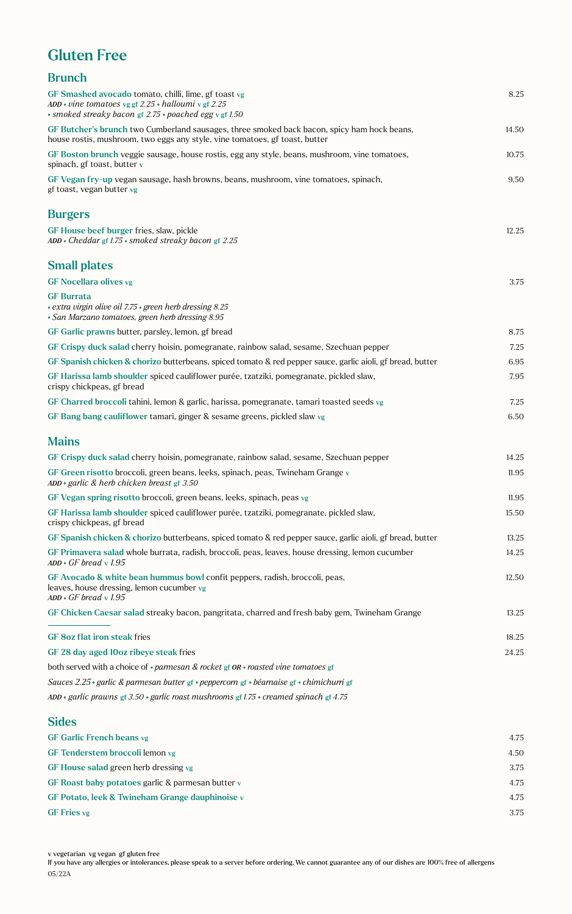# Gluten Free

## Brunch

**GF Smashed avocado** tomato, chilli, lime, gf toast vg — 8.25
*ADD • vine tomatoes vg gf 2.25 • halloumi v gf 2.25*
*• smoked streaky bacon gf 2.75 • poached egg v gf 1.50*

**GF Butcher's brunch** two Cumberland sausages, three smoked back bacon, spicy ham hock beans, house rostis, mushroom, two eggs any style, vine tomatoes, gf toast, butter — 14.50

**GF Boston brunch** veggie sausage, house rostis, egg any style, beans, mushroom, vine tomatoes, spinach, gf toast, butter v — 10.75

**GF Vegan fry-up** vegan sausage, hash browns, beans, mushroom, vine tomatoes, spinach, gf toast, vegan butter vg — 9.50

## Burgers

**GF House beef burger** fries, slaw, pickle — 12.25
*ADD • Cheddar gf 1.75 • smoked streaky bacon gf 2.25*

## Small plates

**GF Nocellara olives** vg — 3.75

**GF Burrata**
*• extra virgin olive oil 7.75 • green herb dressing 8.25*
*• San Marzano tomatoes, green herb dressing 8.95*

**GF Garlic prawns** butter, parsley, lemon, gf bread — 8.75

**GF Crispy duck salad** cherry hoisin, pomegranate, rainbow salad, sesame, Szechuan pepper — 7.25

**GF Spanish chicken & chorizo** butterbeans, spiced tomato & red pepper sauce, garlic aioli, gf bread, butter — 6.95

**GF Harissa lamb shoulder** spiced cauliflower purée, tzatziki, pomegranate, pickled slaw, crispy chickpeas, gf bread — 7.95

**GF Charred broccoli** tahini, lemon & garlic, harissa, pomegranate, tamari toasted seeds vg — 7.25

**GF Bang bang cauliflower** tamari, ginger & sesame greens, pickled slaw vg — 6.50

## Mains

**GF Crispy duck salad** cherry hoisin, pomegranate, rainbow salad, sesame, Szechuan pepper — 14.25

**GF Green risotto** broccoli, green beans, leeks, spinach, peas, Twineham Grange v — 11.95
*ADD • garlic & herb chicken breast gf 3.50*

**GF Vegan spring risotto** broccoli, green beans, leeks, spinach, peas vg — 11.95

**GF Harissa lamb shoulder** spiced cauliflower purée, tzatziki, pomegranate, pickled slaw, crispy chickpeas, gf bread — 15.50

**GF Spanish chicken & chorizo** butterbeans, spiced tomato & red pepper sauce, garlic aioli, gf bread, butter — 13.25

**GF Primavera salad** whole burrata, radish, broccoli, peas, leaves, house dressing, lemon cucumber — 14.25
*ADD • GF bread v 1.95*

**GF Avocado & white bean hummus bowl** confit peppers, radish, broccoli, peas, leaves, house dressing, lemon cucumber vg — 12.50
*ADD • GF bread v 1.95*

**GF Chicken Caesar salad** streaky bacon, pangritata, charred and fresh baby gem, Twineham Grange — 13.25

---

**GF 8oz flat iron steak** fries — 18.25

**GF 28 day aged 10oz ribeye steak** fries — 24.25

both served with a choice of *• parmesan & rocket gf OR • roasted vine tomatoes gf*

*Sauces 2.25 • garlic & parmesan butter gf • peppercorn gf • béarnaise gf • chimichurri gf*

*ADD • garlic prawns gf 3.50 • garlic roast mushrooms gf 1.75 • creamed spinach gf 4.75*

## Sides

**GF Garlic French beans** vg — 4.75

**GF Tenderstem broccoli** lemon vg — 4.50

**GF House salad** green herb dressing vg — 3.75

**GF Roast baby potatoes** garlic & parmesan butter v — 4.75

**GF Potato, leek & Twineham Grange dauphinoise** v — 4.75

**GF Fries** vg — 3.75

v vegetarian vg vegan gf gluten free
If you have any allergies or intolerances, please speak to a server before ordering. We cannot guarantee any of our dishes are 100% free of allergens
05/22A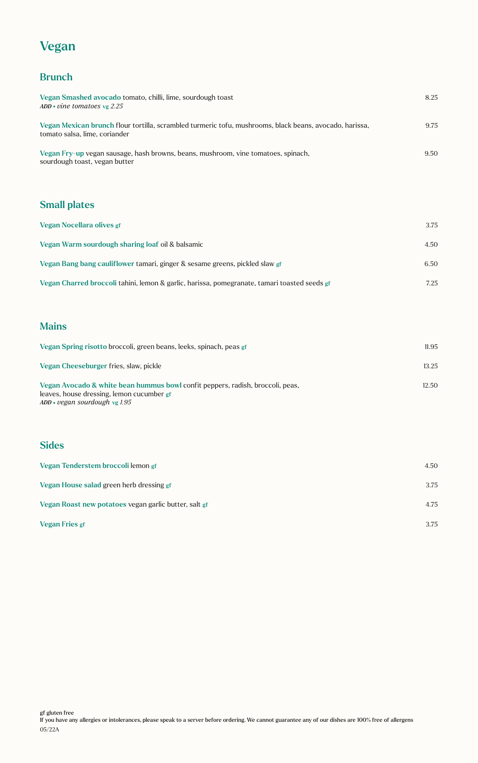# Vegan

## Brunch

**Vegan Smashed avocado** tomato, chilli, lime, sourdough toast — 8.25
*ADD • vine tomatoes* vg *2.25*

**Vegan Mexican brunch** flour tortilla, scrambled turmeric tofu, mushrooms, black beans, avocado, harissa, tomato salsa, lime, coriander — 9.75

**Vegan Fry-up** vegan sausage, hash browns, beans, mushroom, vine tomatoes, spinach, sourdough toast, vegan butter — 9.50

## Small plates

**Vegan Nocellara olives** gf — 3.75

**Vegan Warm sourdough sharing loaf** oil & balsamic — 4.50

**Vegan Bang bang cauliflower** tamari, ginger & sesame greens, pickled slaw gf — 6.50

**Vegan Charred broccoli** tahini, lemon & garlic, harissa, pomegranate, tamari toasted seeds gf — 7.25

## Mains

**Vegan Spring risotto** broccoli, green beans, leeks, spinach, peas gf — 11.95

**Vegan Cheeseburger** fries, slaw, pickle — 13.25

**Vegan Avocado & white bean hummus bowl** confit peppers, radish, broccoli, peas, leaves, house dressing, lemon cucumber gf — 12.50
*ADD • vegan sourdough* vg *1.95*

## Sides

**Vegan Tenderstem broccoli** lemon gf — 4.50

**Vegan House salad** green herb dressing gf — 3.75

**Vegan Roast new potatoes** vegan garlic butter, salt gf — 4.75

**Vegan Fries** gf — 3.75

gf gluten free
If you have any allergies or intolerances, please speak to a server before ordering. We cannot guarantee any of our dishes are 100% free of allergens
05/22A